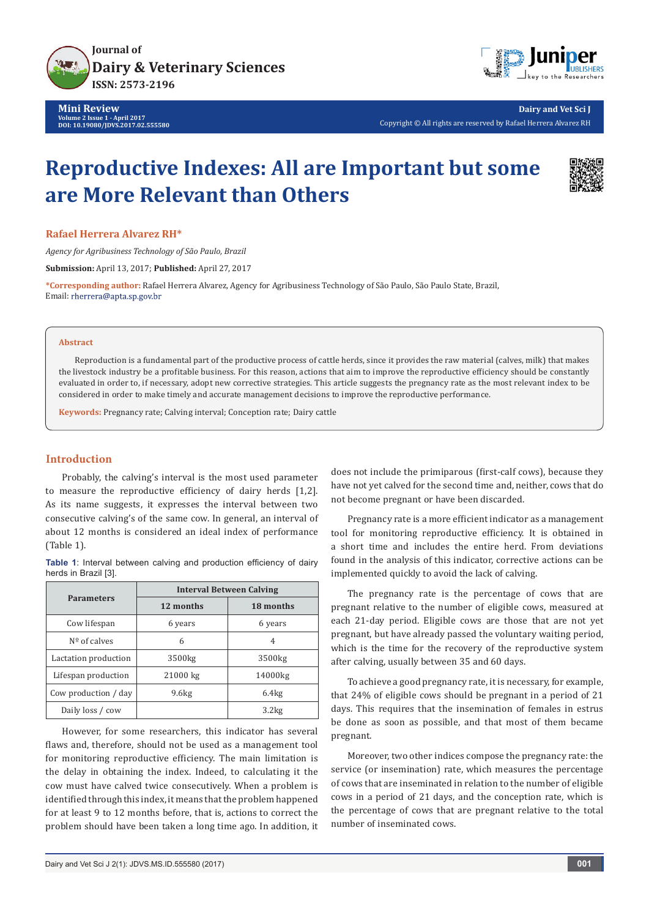# Reproductive Indexes: All are Important but some are More Relevant than Others

**Rafael Herrera Alvarez RH***

*Agency for Agribusiness Technology of São Paulo, Brazil*

**Submission:** April 13, 2017; **Published:** April 27, 2017

***Corresponding author:** Rafael Herrera Alvarez, Agency for Agribusiness Technology of São Paulo, São Paulo State, Brazil, Email: rherrera@apta.sp.gov.br

## Abstract

Reproduction is a fundamental part of the productive process of cattle herds, since it provides the raw material (calves, milk) that makes the livestock industry be a profitable business. For this reason, actions that aim to improve the reproductive efficiency should be constantly evaluated in order to, if necessary, adopt new corrective strategies. This article suggests the pregnancy rate as the most relevant index to be considered in order to make timely and accurate management decisions to improve the reproductive performance.

**Keywords:** Pregnancy rate; Calving interval; Conception rate; Dairy cattle

## Introduction

Probably, the calving's interval is the most used parameter to measure the reproductive efficiency of dairy herds [1,2]. As its name suggests, it expresses the interval between two consecutive calving's of the same cow. In general, an interval of about 12 months is considered an ideal index of performance (Table 1).

**Table 1**: Interval between calving and production efficiency of dairy herds in Brazil [3].

| Parameters | Interval Between Calving | |
|---|---|---|
| | 12 months | 18 months |
| Cow lifespan | 6 years | 6 years |
| Nº of calves | 6 | 4 |
| Lactation production | 3500kg | 3500kg |
| Lifespan production | 21000 kg | 14000kg |
| Cow production / day | 9.6kg | 6.4kg |
| Daily loss / cow | | 3.2kg |

However, for some researchers, this indicator has several flaws and, therefore, should not be used as a management tool for monitoring reproductive efficiency. The main limitation is the delay in obtaining the index. Indeed, to calculating it the cow must have calved twice consecutively. When a problem is identified through this index, it means that the problem happened for at least 9 to 12 months before, that is, actions to correct the problem should have been taken a long time ago. In addition, it does not include the primiparous (first-calf cows), because they have not yet calved for the second time and, neither, cows that do not become pregnant or have been discarded.

Pregnancy rate is a more efficient indicator as a management tool for monitoring reproductive efficiency. It is obtained in a short time and includes the entire herd. From deviations found in the analysis of this indicator, corrective actions can be implemented quickly to avoid the lack of calving.

The pregnancy rate is the percentage of cows that are pregnant relative to the number of eligible cows, measured at each 21-day period. Eligible cows are those that are not yet pregnant, but have already passed the voluntary waiting period, which is the time for the recovery of the reproductive system after calving, usually between 35 and 60 days.

To achieve a good pregnancy rate, it is necessary, for example, that 24% of eligible cows should be pregnant in a period of 21 days. This requires that the insemination of females in estrus be done as soon as possible, and that most of them became pregnant.

Moreover, two other indices compose the pregnancy rate: the service (or insemination) rate, which measures the percentage of cows that are inseminated in relation to the number of eligible cows in a period of 21 days, and the conception rate, which is the percentage of cows that are pregnant relative to the total number of inseminated cows.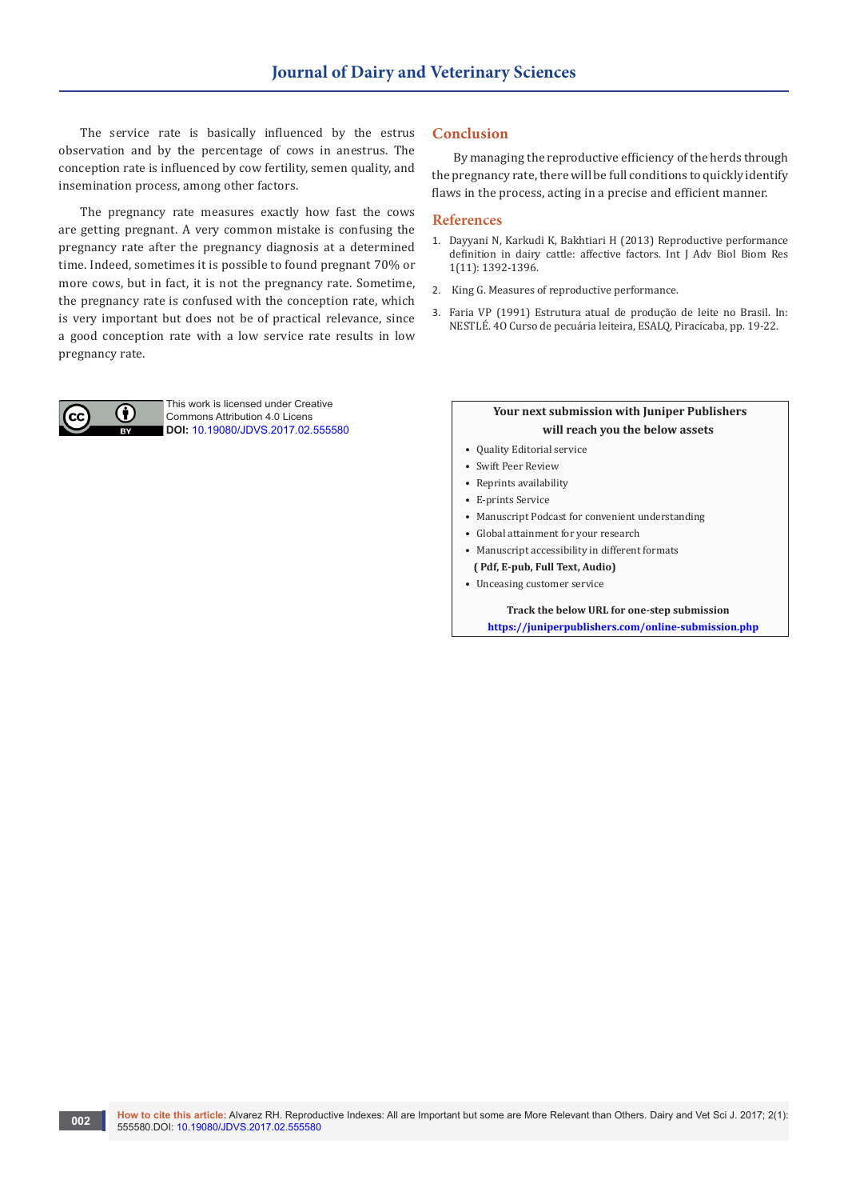The service rate is basically influenced by the estrus observation and by the percentage of cows in anestrus. The conception rate is influenced by cow fertility, semen quality, and insemination process, among other factors.

The pregnancy rate measures exactly how fast the cows are getting pregnant. A very common mistake is confusing the pregnancy rate after the pregnancy diagnosis at a determined time. Indeed, sometimes it is possible to found pregnant 70% or more cows, but in fact, it is not the pregnancy rate. Sometime, the pregnancy rate is confused with the conception rate, which is very important but does not be of practical relevance, since a good conception rate with a low service rate results in low pregnancy rate.

## Conclusion

By managing the reproductive efficiency of the herds through the pregnancy rate, there will be full conditions to quickly identify flaws in the process, acting in a precise and efficient manner.

## References

1. Dayyani N, Karkudi K, Bakhtiari H (2013) Reproductive performance definition in dairy cattle: affective factors. Int J Adv Biol Biom Res 1(11): 1392-1396.
2. King G. Measures of reproductive performance.
3. Faria VP (1991) Estrutura atual de produção de leite no Brasil. In: NESTLÉ. 4O Curso de pecuária leiteira, ESALQ, Piracicaba, pp. 19-22.

This work is licensed under Creative Commons Attribution 4.0 Licens
**DOI:** 10.19080/JDVS.2017.02.555580

**Your next submission with Juniper Publishers will reach you the below assets**

- Quality Editorial service
- Swift Peer Review
- Reprints availability
- E-prints Service
- Manuscript Podcast for convenient understanding
- Global attainment for your research
- Manuscript accessibility in different formats **( Pdf, E-pub, Full Text, Audio)**
- Unceasing customer service

**Track the below URL for one-step submission**
**https://juniperpublishers.com/online-submission.php**

**How to cite this article:** Alvarez RH. Reproductive Indexes: All are Important but some are More Relevant than Others. Dairy and Vet Sci J. 2017; 2(1): 555580.DOI: 10.19080/JDVS.2017.02.555580